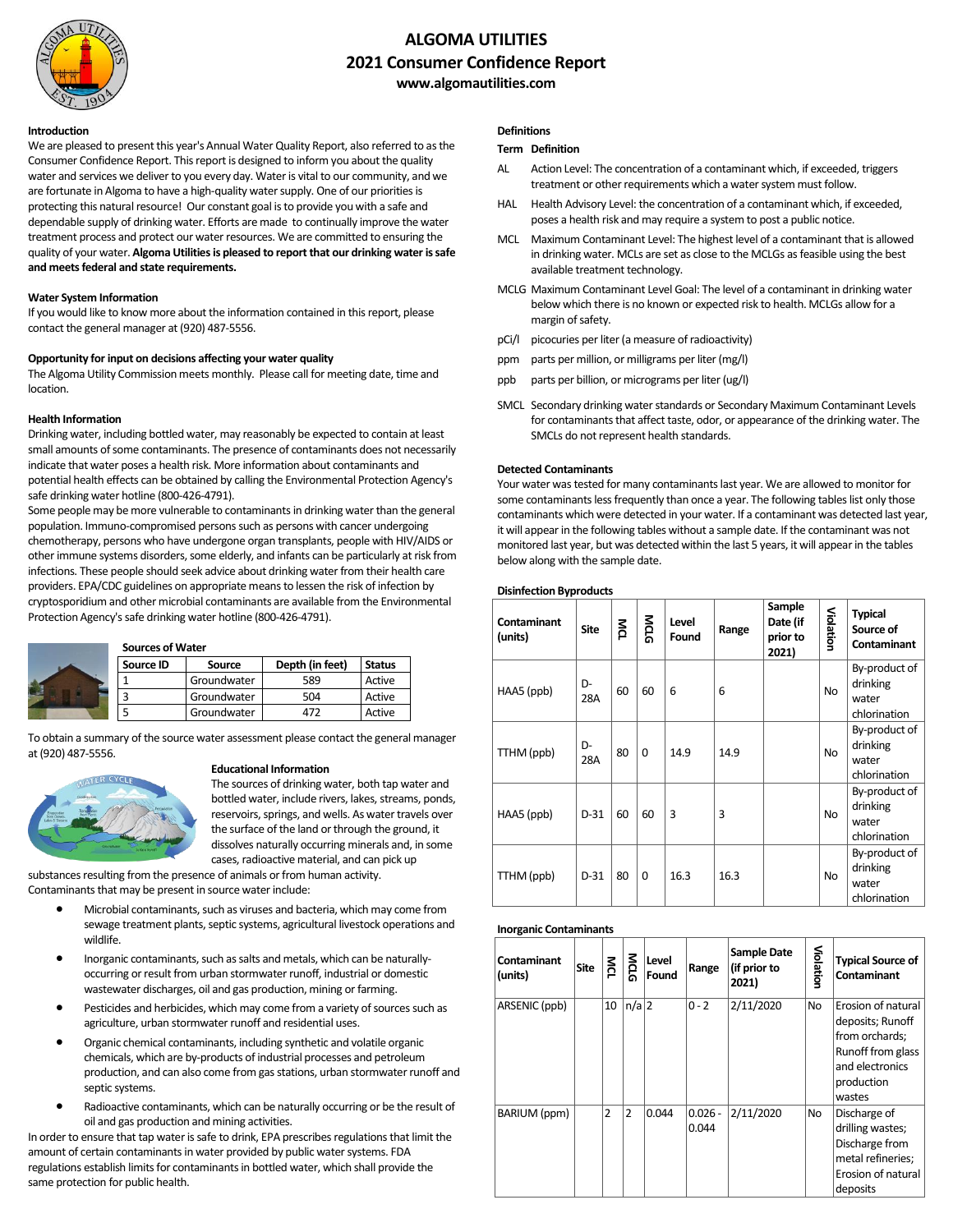# ALGOMA UTILITIES
## 2021 Consumer Confidence Report
**www.algomautilities.com**

### Introduction

We are pleased to present this year's Annual Water Quality Report, also referred to as the Consumer Confidence Report. This report is designed to inform you about the quality water and services we deliver to you every day. Water is vital to our community, and we are fortunate in Algoma to have a high-quality water supply. One of our priorities is protecting this natural resource! Our constant goal is to provide you with a safe and dependable supply of drinking water. Efforts are made to continually improve the water treatment process and protect our water resources. We are committed to ensuring the quality of your water. **Algoma Utilities is pleased to report that our drinking water is safe and meets federal and state requirements.**

### Water System Information

If you would like to know more about the information contained in this report, please contact the general manager at (920) 487-5556.

### Opportunity for input on decisions affecting your water quality

The Algoma Utility Commission meets monthly. Please call for meeting date, time and location.

### Health Information

Drinking water, including bottled water, may reasonably be expected to contain at least small amounts of some contaminants. The presence of contaminants does not necessarily indicate that water poses a health risk. More information about contaminants and potential health effects can be obtained by calling the Environmental Protection Agency's safe drinking water hotline (800-426-4791).

Some people may be more vulnerable to contaminants in drinking water than the general population. Immuno-compromised persons such as persons with cancer undergoing chemotherapy, persons who have undergone organ transplants, people with HIV/AIDS or other immune systems disorders, some elderly, and infants can be particularly at risk from infections. These people should seek advice about drinking water from their health care providers. EPA/CDC guidelines on appropriate means to lessen the risk of infection by cryptosporidium and other microbial contaminants are available from the Environmental Protection Agency's safe drinking water hotline (800-426-4791).

### Sources of Water

| Source ID | Source | Depth (in feet) | Status |
|---|---|---|---|
| 1 | Groundwater | 589 | Active |
| 3 | Groundwater | 504 | Active |
| 5 | Groundwater | 472 | Active |

To obtain a summary of the source water assessment please contact the general manager at (920) 487-5556.

### Educational Information

The sources of drinking water, both tap water and bottled water, include rivers, lakes, streams, ponds, reservoirs, springs, and wells. As water travels over the surface of the land or through the ground, it dissolves naturally occurring minerals and, in some cases, radioactive material, and can pick up substances resulting from the presence of animals or from human activity.

Contaminants that may be present in source water include:

- Microbial contaminants, such as viruses and bacteria, which may come from sewage treatment plants, septic systems, agricultural livestock operations and wildlife.
- Inorganic contaminants, such as salts and metals, which can be naturally-occurring or result from urban stormwater runoff, industrial or domestic wastewater discharges, oil and gas production, mining or farming.
- Pesticides and herbicides, which may come from a variety of sources such as agriculture, urban stormwater runoff and residential uses.
- Organic chemical contaminants, including synthetic and volatile organic chemicals, which are by-products of industrial processes and petroleum production, and can also come from gas stations, urban stormwater runoff and septic systems.
- Radioactive contaminants, which can be naturally occurring or be the result of oil and gas production and mining activities.

In order to ensure that tap water is safe to drink, EPA prescribes regulations that limit the amount of certain contaminants in water provided by public water systems. FDA regulations establish limits for contaminants in bottled water, which shall provide the same protection for public health.

### Definitions

| Term | Definition |
|---|---|
| AL | Action Level: The concentration of a contaminant which, if exceeded, triggers treatment or other requirements which a water system must follow. |
| HAL | Health Advisory Level: the concentration of a contaminant which, if exceeded, poses a health risk and may require a system to post a public notice. |
| MCL | Maximum Contaminant Level: The highest level of a contaminant that is allowed in drinking water. MCLs are set as close to the MCLGs as feasible using the best available treatment technology. |
| MCLG | Maximum Contaminant Level Goal: The level of a contaminant in drinking water below which there is no known or expected risk to health. MCLGs allow for a margin of safety. |
| pCi/l | picocuries per liter (a measure of radioactivity) |
| ppm | parts per million, or milligrams per liter (mg/l) |
| ppb | parts per billion, or micrograms per liter (ug/l) |
| SMCL | Secondary drinking water standards or Secondary Maximum Contaminant Levels for contaminants that affect taste, odor, or appearance of the drinking water. The SMCLs do not represent health standards. |

### Detected Contaminants

Your water was tested for many contaminants last year. We are allowed to monitor for some contaminants less frequently than once a year. The following tables list only those contaminants which were detected in your water. If a contaminant was detected last year, it will appear in the following tables without a sample date. If the contaminant was not monitored last year, but was detected within the last 5 years, it will appear in the tables below along with the sample date.

#### Disinfection Byproducts

| Contaminant (units) | Site | MCL | MCLG | Level Found | Range | Sample Date (if prior to 2021) | Violation | Typical Source of Contaminant |
|---|---|---|---|---|---|---|---|---|
| HAA5 (ppb) | D-28A | 60 | 60 | 6 | 6 | | No | By-product of drinking water chlorination |
| TTHM (ppb) | D-28A | 80 | 0 | 14.9 | 14.9 | | No | By-product of drinking water chlorination |
| HAA5 (ppb) | D-31 | 60 | 60 | 3 | 3 | | No | By-product of drinking water chlorination |
| TTHM (ppb) | D-31 | 80 | 0 | 16.3 | 16.3 | | No | By-product of drinking water chlorination |

#### Inorganic Contaminants

| Contaminant (units) | Site | MCL | MCLG | Level Found | Range | Sample Date (if prior to 2021) | Violation | Typical Source of Contaminant |
|---|---|---|---|---|---|---|---|---|
| ARSENIC (ppb) | | 10 | n/a | 2 | 0 - 2 | 2/11/2020 | No | Erosion of natural deposits; Runoff from orchards; Runoff from glass and electronics production wastes |
| BARIUM (ppm) | | 2 | 2 | 0.044 | 0.026 - 0.044 | 2/11/2020 | No | Discharge of drilling wastes; Discharge from metal refineries; Erosion of natural deposits |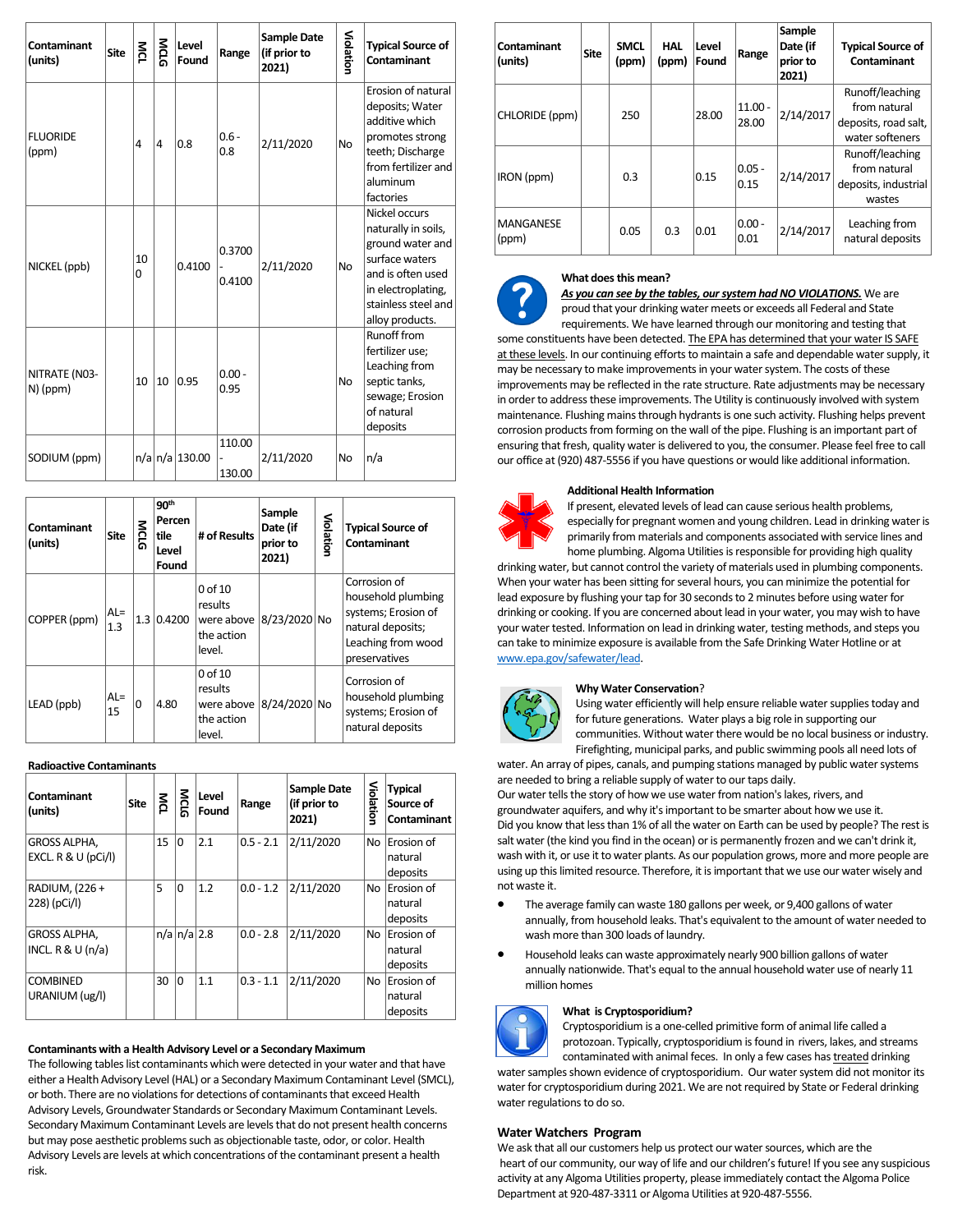| Contaminant (units) | Site | MCL | MCLG | Level Found | Range | Sample Date (if prior to 2021) | Violation | Typical Source of Contaminant |
|---|---|---|---|---|---|---|---|---|
| FLUORIDE (ppm) | | 4 | 4 | 0.8 | 0.6 - 0.8 | 2/11/2020 | No | Erosion of natural deposits; Water additive which promotes strong teeth; Discharge from fertilizer and aluminum factories |
| NICKEL (ppb) | | 100 | | 0.4100 | 0.3700 - 0.4100 | 2/11/2020 | No | Nickel occurs naturally in soils, ground water and surface waters and is often used in electroplating, stainless steel and alloy products. |
| NITRATE (NO3-N) (ppm) | | 10 | 10 | 0.95 | 0.00 - 0.95 | | No | Runoff from fertilizer use; Leaching from septic tanks, sewage; Erosion of natural deposits |
| SODIUM (ppm) | | n/a | n/a | 130.00 | 110.00 - 130.00 | 2/11/2020 | No | n/a |

| Contaminant (units) | Site | MCLG | 90th Percentile Level Found | # of Results | Sample Date (if prior to 2021) | Violation | Typical Source of Contaminant |
|---|---|---|---|---|---|---|---|
| COPPER (ppm) | AL=1.3 | 1.3 | 0.4200 | 0 of 10 results were above the action level. | 8/23/2020 | No | Corrosion of household plumbing systems; Erosion of natural deposits; Leaching from wood preservatives |
| LEAD (ppb) | AL=15 | 0 | 4.80 | 0 of 10 results were above the action level. | 8/24/2020 | No | Corrosion of household plumbing systems; Erosion of natural deposits |

**Radioactive Contaminants**

| Contaminant (units) | Site | MCL | MCLG | Level Found | Range | Sample Date (if prior to 2021) | Violation | Typical Source of Contaminant |
|---|---|---|---|---|---|---|---|---|
| GROSS ALPHA, EXCL. R & U (pCi/l) | | 15 | 0 | 2.1 | 0.5 - 2.1 | 2/11/2020 | No | Erosion of natural deposits |
| RADIUM, (226 + 228) (pCi/l) | | 5 | 0 | 1.2 | 0.0 - 1.2 | 2/11/2020 | No | Erosion of natural deposits |
| GROSS ALPHA, INCL. R & U (n/a) | | n/a | n/a | 2.8 | 0.0 - 2.8 | 2/11/2020 | No | Erosion of natural deposits |
| COMBINED URANIUM (ug/l) | | 30 | 0 | 1.1 | 0.3 - 1.1 | 2/11/2020 | No | Erosion of natural deposits |

**Contaminants with a Health Advisory Level or a Secondary Maximum**

The following tables list contaminants which were detected in your water and that have either a Health Advisory Level (HAL) or a Secondary Maximum Contaminant Level (SMCL), or both. There are no violations for detections of contaminants that exceed Health Advisory Levels, Groundwater Standards or Secondary Maximum Contaminant Levels. Secondary Maximum Contaminant Levels are levels that do not present health concerns but may pose aesthetic problems such as objectionable taste, odor, or color. Health Advisory Levels are levels at which concentrations of the contaminant present a health risk.

| Contaminant (units) | Site | SMCL (ppm) | HAL (ppm) | Level Found | Range | Sample Date (if prior to 2021) | Typical Source of Contaminant |
|---|---|---|---|---|---|---|---|
| CHLORIDE (ppm) | | 250 | | 28.00 | 11.00 - 28.00 | 2/14/2017 | Runoff/leaching from natural deposits, road salt, water softeners |
| IRON (ppm) | | 0.3 | | 0.15 | 0.05 - 0.15 | 2/14/2017 | Runoff/leaching from natural deposits, industrial wastes |
| MANGANESE (ppm) | | 0.05 | 0.3 | 0.01 | 0.00 - 0.01 | 2/14/2017 | Leaching from natural deposits |

**What does this mean?**

***As you can see by the tables, our system had NO VIOLATIONS.*** We are proud that your drinking water meets or exceeds all Federal and State requirements. We have learned through our monitoring and testing that some constituents have been detected. The EPA has determined that your water IS SAFE at these levels. In our continuing efforts to maintain a safe and dependable water supply, it may be necessary to make improvements in your water system. The costs of these improvements may be reflected in the rate structure. Rate adjustments may be necessary in order to address these improvements. The Utility is continuously involved with system maintenance. Flushing mains through hydrants is one such activity. Flushing helps prevent corrosion products from forming on the wall of the pipe. Flushing is an important part of ensuring that fresh, quality water is delivered to you, the consumer. Please feel free to call our office at (920) 487-5556 if you have questions or would like additional information.

**Additional Health Information**

If present, elevated levels of lead can cause serious health problems, especially for pregnant women and young children. Lead in drinking water is primarily from materials and components associated with service lines and home plumbing. Algoma Utilities is responsible for providing high quality drinking water, but cannot control the variety of materials used in plumbing components. When your water has been sitting for several hours, you can minimize the potential for lead exposure by flushing your tap for 30 seconds to 2 minutes before using water for drinking or cooking. If you are concerned about lead in your water, you may wish to have your water tested. Information on lead in drinking water, testing methods, and steps you can take to minimize exposure is available from the Safe Drinking Water Hotline or at www.epa.gov/safewater/lead.

**Why Water Conservation?**

Using water efficiently will help ensure reliable water supplies today and for future generations. Water plays a big role in supporting our communities. Without water there would be no local business or industry. Firefighting, municipal parks, and public swimming pools all need lots of water. An array of pipes, canals, and pumping stations managed by public water systems are needed to bring a reliable supply of water to our taps daily.

Our water tells the story of how we use water from nation's lakes, rivers, and groundwater aquifers, and why it's important to be smarter about how we use it.

Did you know that less than 1% of all the water on Earth can be used by people? The rest is salt water (the kind you find in the ocean) or is permanently frozen and we can't drink it, wash with it, or use it to water plants. As our population grows, more and more people are using up this limited resource. Therefore, it is important that we use our water wisely and not waste it.

- The average family can waste 180 gallons per week, or 9,400 gallons of water annually, from household leaks. That's equivalent to the amount of water needed to wash more than 300 loads of laundry.
- Household leaks can waste approximately nearly 900 billion gallons of water annually nationwide. That's equal to the annual household water use of nearly 11 million homes

**What is Cryptosporidium?**

Cryptosporidium is a one-celled primitive form of animal life called a protozoan. Typically, cryptosporidium is found in rivers, lakes, and streams contaminated with animal feces. In only a few cases has treated drinking water samples shown evidence of cryptosporidium. Our water system did not monitor its water for cryptosporidium during 2021. We are not required by State or Federal drinking water regulations to do so.

**Water Watchers Program**

We ask that all our customers help us protect our water sources, which are the heart of our community, our way of life and our children's future! If you see any suspicious activity at any Algoma Utilities property, please immediately contact the Algoma Police Department at 920-487-3311 or Algoma Utilities at 920-487-5556.